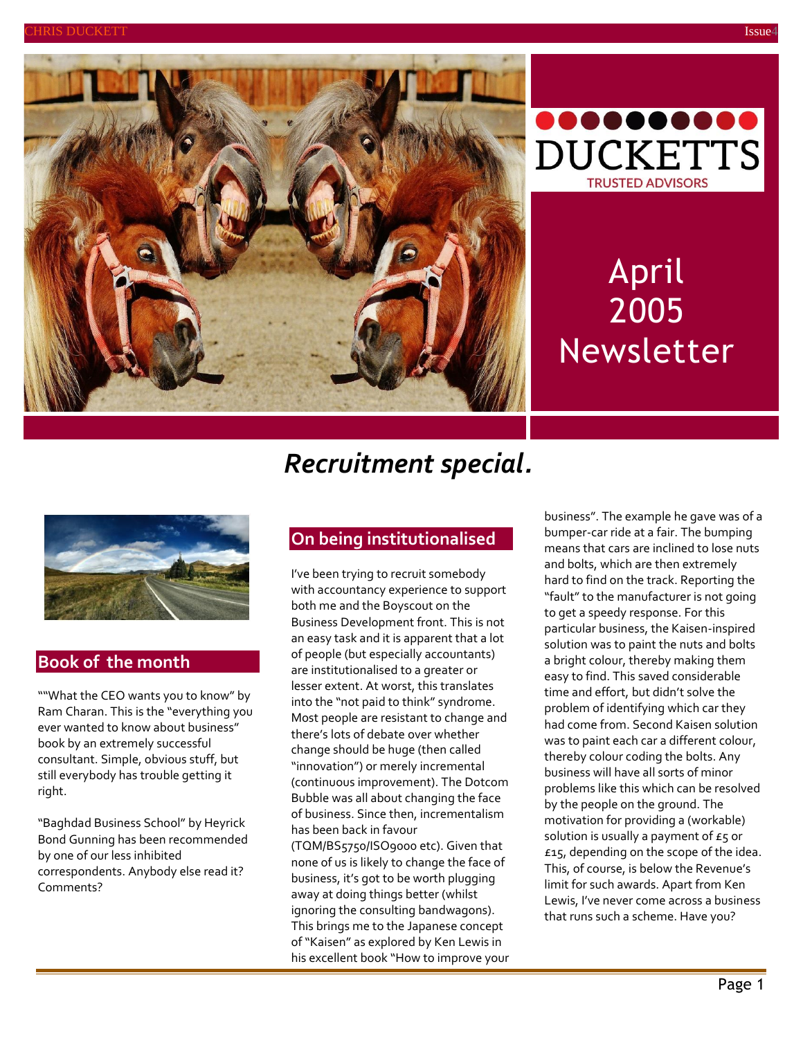DUCKETTS
TRUSTED ADVISORS

# April 2005 Newsletter

## *Recruitment special.*

## Book of the month

""What the CEO wants you to know" by Ram Charan. This is the "everything you ever wanted to know about business" book by an extremely successful consultant. Simple, obvious stuff, but still everybody has trouble getting it right.

"Baghdad Business School" by Heyrick Bond Gunning has been recommended by one of our less inhibited correspondents. Anybody else read it? Comments?

## On being institutionalised

I've been trying to recruit somebody with accountancy experience to support both me and the Boyscout on the Business Development front. This is not an easy task and it is apparent that a lot of people (but especially accountants) are institutionalised to a greater or lesser extent. At worst, this translates into the "not paid to think" syndrome. Most people are resistant to change and there's lots of debate over whether change should be huge (then called "innovation") or merely incremental (continuous improvement). The Dotcom Bubble was all about changing the face of business. Since then, incrementalism has been back in favour (TQM/BS5750/ISO9000 etc). Given that none of us is likely to change the face of business, it's got to be worth plugging away at doing things better (whilst ignoring the consulting bandwagons). This brings me to the Japanese concept of "Kaisen" as explored by Ken Lewis in his excellent book "How to improve your business". The example he gave was of a bumper-car ride at a fair. The bumping means that cars are inclined to lose nuts and bolts, which are then extremely hard to find on the track. Reporting the "fault" to the manufacturer is not going to get a speedy response. For this particular business, the Kaisen-inspired solution was to paint the nuts and bolts a bright colour, thereby making them easy to find. This saved considerable time and effort, but didn't solve the problem of identifying which car they had come from. Second Kaisen solution was to paint each car a different colour, thereby colour coding the bolts. Any business will have all sorts of minor problems like this which can be resolved by the people on the ground. The motivation for providing a (workable) solution is usually a payment of £5 or £15, depending on the scope of the idea. This, of course, is below the Revenue's limit for such awards. Apart from Ken Lewis, I've never come across a business that runs such a scheme. Have you?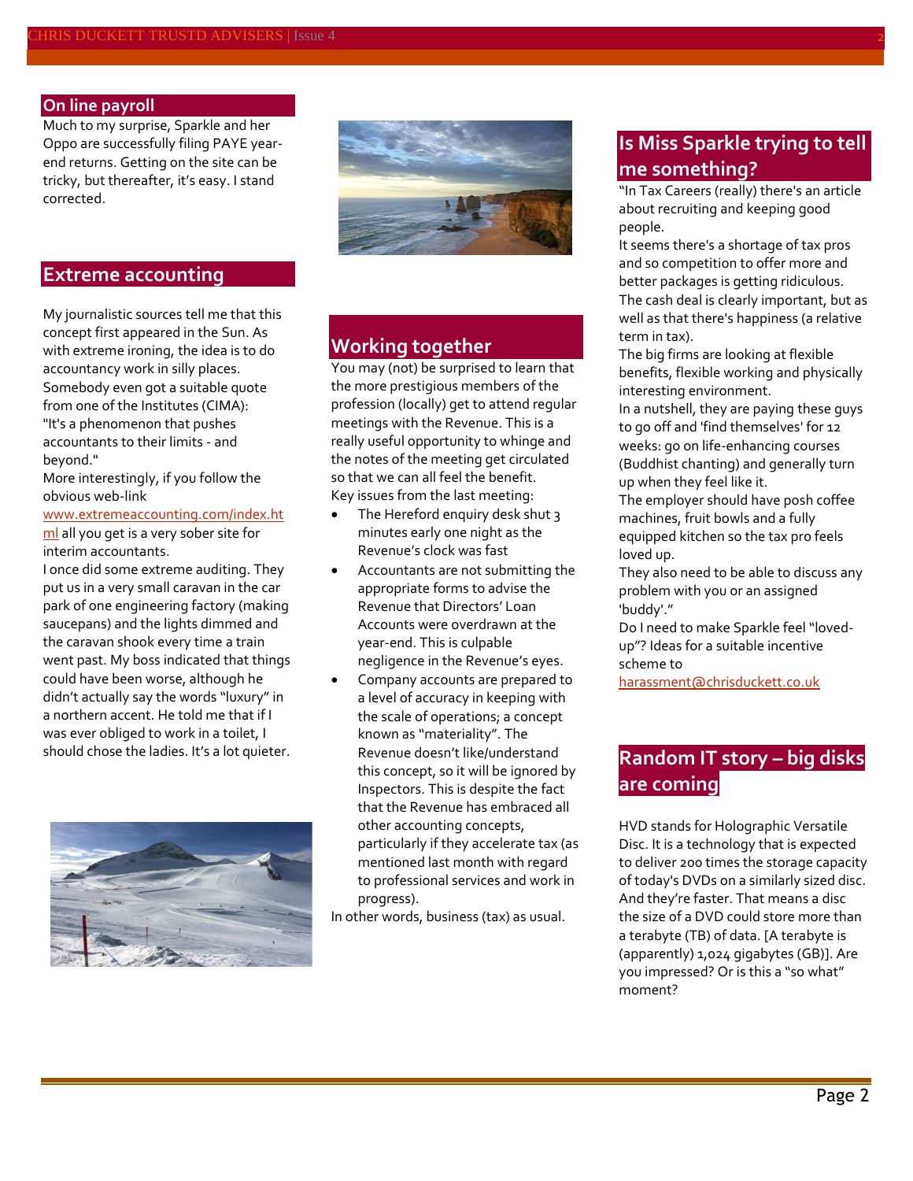## On line payroll

Much to my surprise, Sparkle and her Oppo are successfully filing PAYE year-end returns. Getting on the site can be tricky, but thereafter, it's easy. I stand corrected.

## Extreme accounting

My journalistic sources tell me that this concept first appeared in the Sun. As with extreme ironing, the idea is to do accountancy work in silly places. Somebody even got a suitable quote from one of the Institutes (CIMA): "It's a phenomenon that pushes accountants to their limits - and beyond."

More interestingly, if you follow the obvious web-link www.extremeaccounting.com/index.html all you get is a very sober site for interim accountants.

I once did some extreme auditing. They put us in a very small caravan in the car park of one engineering factory (making saucepans) and the lights dimmed and the caravan shook every time a train went past. My boss indicated that things could have been worse, although he didn't actually say the words "luxury" in a northern accent. He told me that if I was ever obliged to work in a toilet, I should chose the ladies. It's a lot quieter.

## Working together

You may (not) be surprised to learn that the more prestigious members of the profession (locally) get to attend regular meetings with the Revenue. This is a really useful opportunity to whinge and the notes of the meeting get circulated so that we can all feel the benefit.

Key issues from the last meeting:

- The Hereford enquiry desk shut 3 minutes early one night as the Revenue's clock was fast
- Accountants are not submitting the appropriate forms to advise the Revenue that Directors' Loan Accounts were overdrawn at the year-end. This is culpable negligence in the Revenue's eyes.
- Company accounts are prepared to a level of accuracy in keeping with the scale of operations; a concept known as "materiality". The Revenue doesn't like/understand this concept, so it will be ignored by Inspectors. This is despite the fact that the Revenue has embraced all other accounting concepts, particularly if they accelerate tax (as mentioned last month with regard to professional services and work in progress).

In other words, business (tax) as usual.

## Is Miss Sparkle trying to tell me something?

"In Tax Careers (really) there's an article about recruiting and keeping good people.

It seems there's a shortage of tax pros and so competition to offer more and better packages is getting ridiculous.

The cash deal is clearly important, but as well as that there's happiness (a relative term in tax).

The big firms are looking at flexible benefits, flexible working and physically interesting environment.

In a nutshell, they are paying these guys to go off and 'find themselves' for 12 weeks: go on life-enhancing courses (Buddhist chanting) and generally turn up when they feel like it.

The employer should have posh coffee machines, fruit bowls and a fully equipped kitchen so the tax pro feels loved up.

They also need to be able to discuss any problem with you or an assigned 'buddy'."

Do I need to make Sparkle feel "loved-up"? Ideas for a suitable incentive scheme to harassment@chrisduckett.co.uk

## Random IT story – big disks are coming

HVD stands for Holographic Versatile Disc. It is a technology that is expected to deliver 200 times the storage capacity of today's DVDs on a similarly sized disc. And they're faster. That means a disc the size of a DVD could store more than a terabyte (TB) of data. [A terabyte is (apparently) 1,024 gigabytes (GB)]. Are you impressed? Or is this a "so what" moment?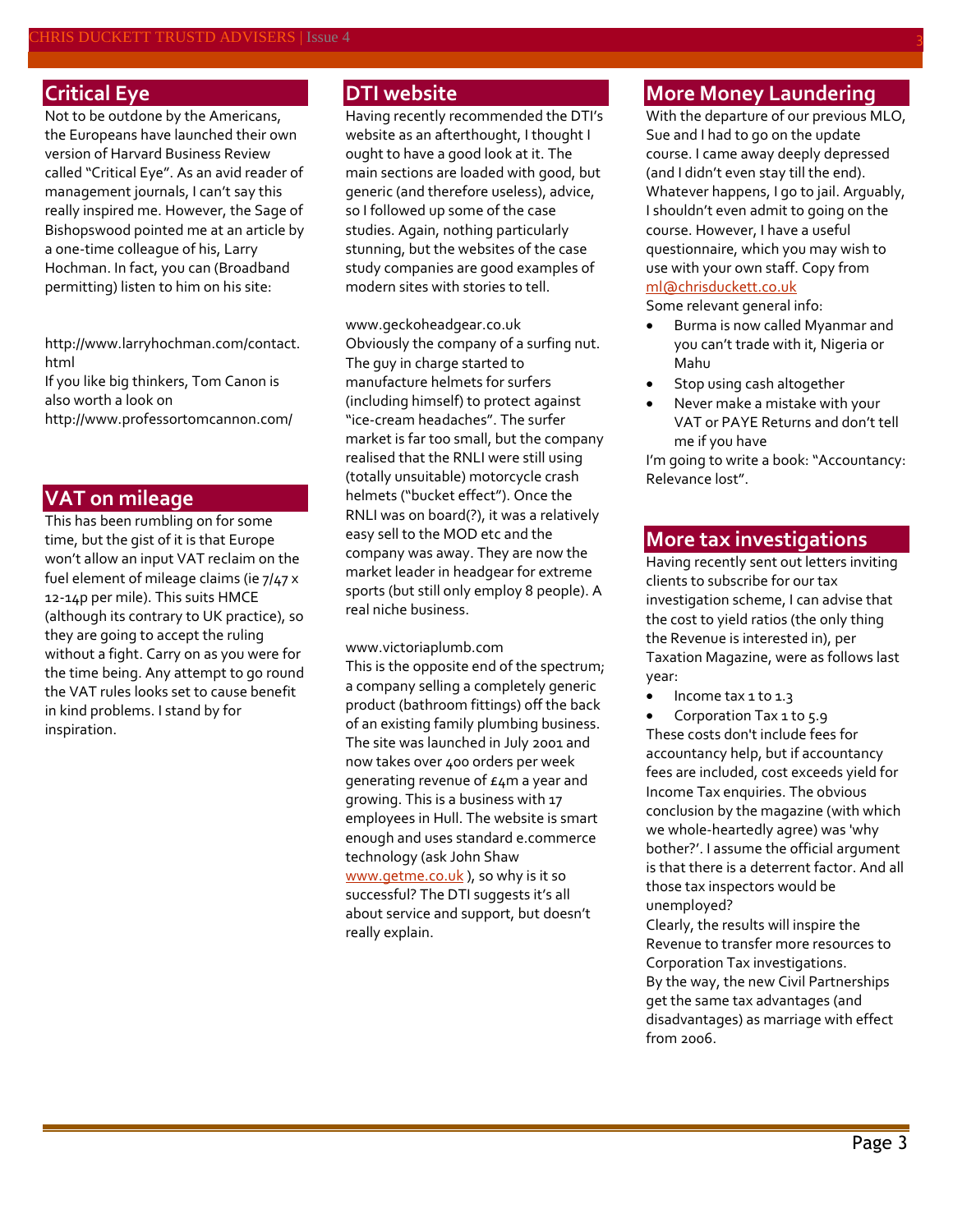## Critical Eye

Not to be outdone by the Americans, the Europeans have launched their own version of Harvard Business Review called "Critical Eye". As an avid reader of management journals, I can't say this really inspired me. However, the Sage of Bishopswood pointed me at an article by a one-time colleague of his, Larry Hochman. In fact, you can (Broadband permitting) listen to him on his site:

http://www.larryhochman.com/contact.html

If you like big thinkers, Tom Canon is also worth a look on http://www.professortomcannon.com/

## VAT on mileage

This has been rumbling on for some time, but the gist of it is that Europe won't allow an input VAT reclaim on the fuel element of mileage claims (ie 7/47 x 12-14p per mile). This suits HMCE (although its contrary to UK practice), so they are going to accept the ruling without a fight. Carry on as you were for the time being. Any attempt to go round the VAT rules looks set to cause benefit in kind problems. I stand by for inspiration.

## DTI website

Having recently recommended the DTI's website as an afterthought, I thought I ought to have a good look at it. The main sections are loaded with good, but generic (and therefore useless), advice, so I followed up some of the case studies. Again, nothing particularly stunning, but the websites of the case study companies are good examples of modern sites with stories to tell.

www.geckoheadgear.co.uk

Obviously the company of a surfing nut. The guy in charge started to manufacture helmets for surfers (including himself) to protect against "ice-cream headaches". The surfer market is far too small, but the company realised that the RNLI were still using (totally unsuitable) motorcycle crash helmets ("bucket effect"). Once the RNLI was on board(?), it was a relatively easy sell to the MOD etc and the company was away. They are now the market leader in headgear for extreme sports (but still only employ 8 people). A real niche business.

www.victoriaplumb.com

This is the opposite end of the spectrum; a company selling a completely generic product (bathroom fittings) off the back of an existing family plumbing business. The site was launched in July 2001 and now takes over 400 orders per week generating revenue of £4m a year and growing. This is a business with 17 employees in Hull. The website is smart enough and uses standard e.commerce technology (ask John Shaw www.getme.co.uk ), so why is it so successful? The DTI suggests it's all about service and support, but doesn't really explain.

## More Money Laundering

With the departure of our previous MLO, Sue and I had to go on the update course. I came away deeply depressed (and I didn't even stay till the end). Whatever happens, I go to jail. Arguably, I shouldn't even admit to going on the course. However, I have a useful questionnaire, which you may wish to use with your own staff. Copy from ml@chrisduckett.co.uk

Some relevant general info:

- Burma is now called Myanmar and you can't trade with it, Nigeria or Mahu
- Stop using cash altogether
- Never make a mistake with your VAT or PAYE Returns and don't tell me if you have

I'm going to write a book: "Accountancy: Relevance lost".

## More tax investigations

Having recently sent out letters inviting clients to subscribe for our tax investigation scheme, I can advise that the cost to yield ratios (the only thing the Revenue is interested in), per Taxation Magazine, were as follows last year:

- Income tax 1 to 1.3
- Corporation Tax 1 to 5.9

These costs don't include fees for accountancy help, but if accountancy fees are included, cost exceeds yield for Income Tax enquiries. The obvious conclusion by the magazine (with which we whole-heartedly agree) was 'why bother?'. I assume the official argument is that there is a deterrent factor. And all those tax inspectors would be unemployed?

Clearly, the results will inspire the Revenue to transfer more resources to Corporation Tax investigations.

By the way, the new Civil Partnerships get the same tax advantages (and disadvantages) as marriage with effect from 2006.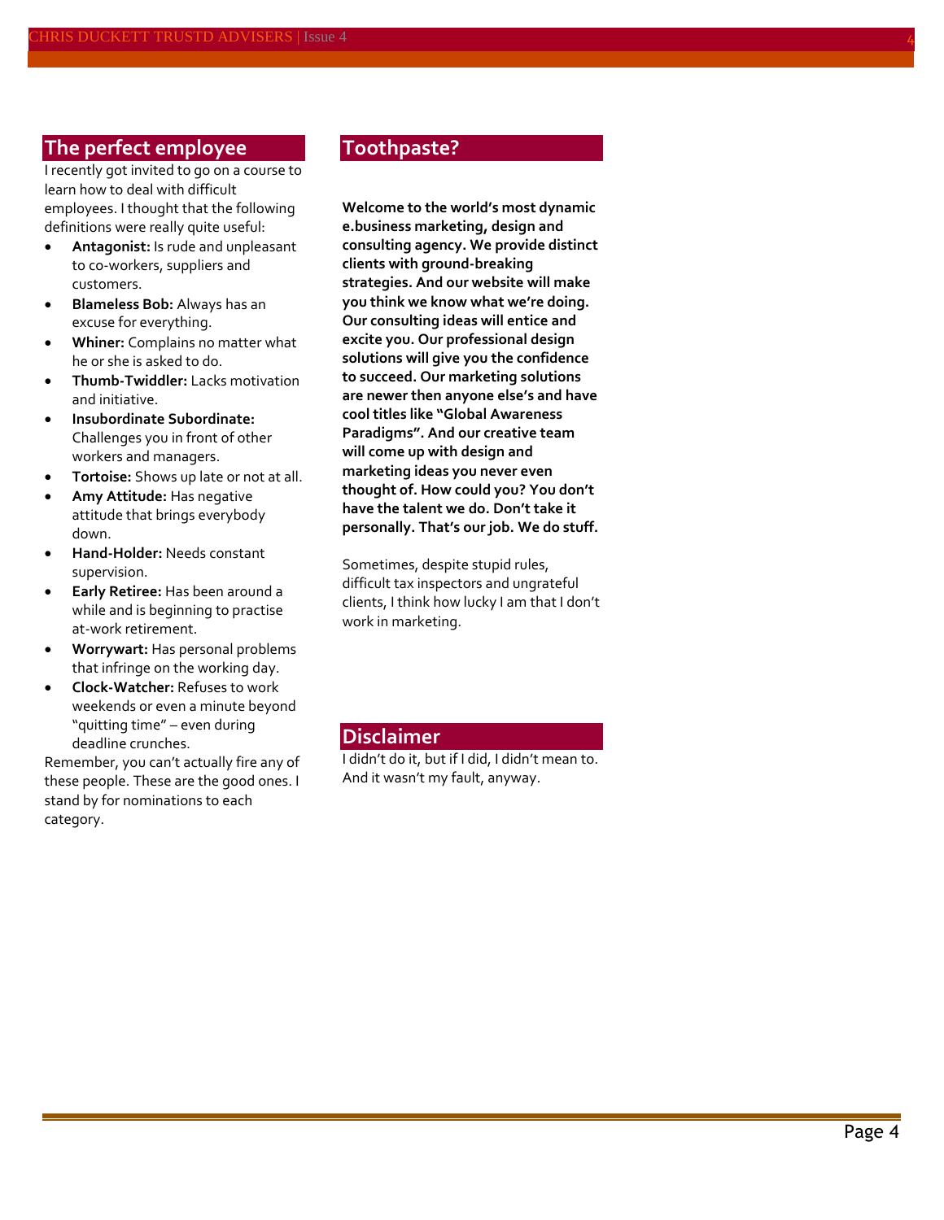## The perfect employee

I recently got invited to go on a course to learn how to deal with difficult employees. I thought that the following definitions were really quite useful:

- **Antagonist:** Is rude and unpleasant to co-workers, suppliers and customers.
- **Blameless Bob:** Always has an excuse for everything.
- **Whiner:** Complains no matter what he or she is asked to do.
- **Thumb-Twiddler:** Lacks motivation and initiative.
- **Insubordinate Subordinate:** Challenges you in front of other workers and managers.
- **Tortoise:** Shows up late or not at all.
- **Amy Attitude:** Has negative attitude that brings everybody down.
- **Hand-Holder:** Needs constant supervision.
- **Early Retiree:** Has been around a while and is beginning to practise at-work retirement.
- **Worrywart:** Has personal problems that infringe on the working day.
- **Clock-Watcher:** Refuses to work weekends or even a minute beyond "quitting time" – even during deadline crunches.

Remember, you can't actually fire any of these people. These are the good ones. I stand by for nominations to each category.

## Toothpaste?

**Welcome to the world's most dynamic e.business marketing, design and consulting agency. We provide distinct clients with ground-breaking strategies. And our website will make you think we know what we're doing. Our consulting ideas will entice and excite you. Our professional design solutions will give you the confidence to succeed. Our marketing solutions are newer then anyone else's and have cool titles like "Global Awareness Paradigms". And our creative team will come up with design and marketing ideas you never even thought of. How could you? You don't have the talent we do. Don't take it personally. That's our job. We do stuff.**

Sometimes, despite stupid rules, difficult tax inspectors and ungrateful clients, I think how lucky I am that I don't work in marketing.

## Disclaimer

I didn't do it, but if I did, I didn't mean to. And it wasn't my fault, anyway.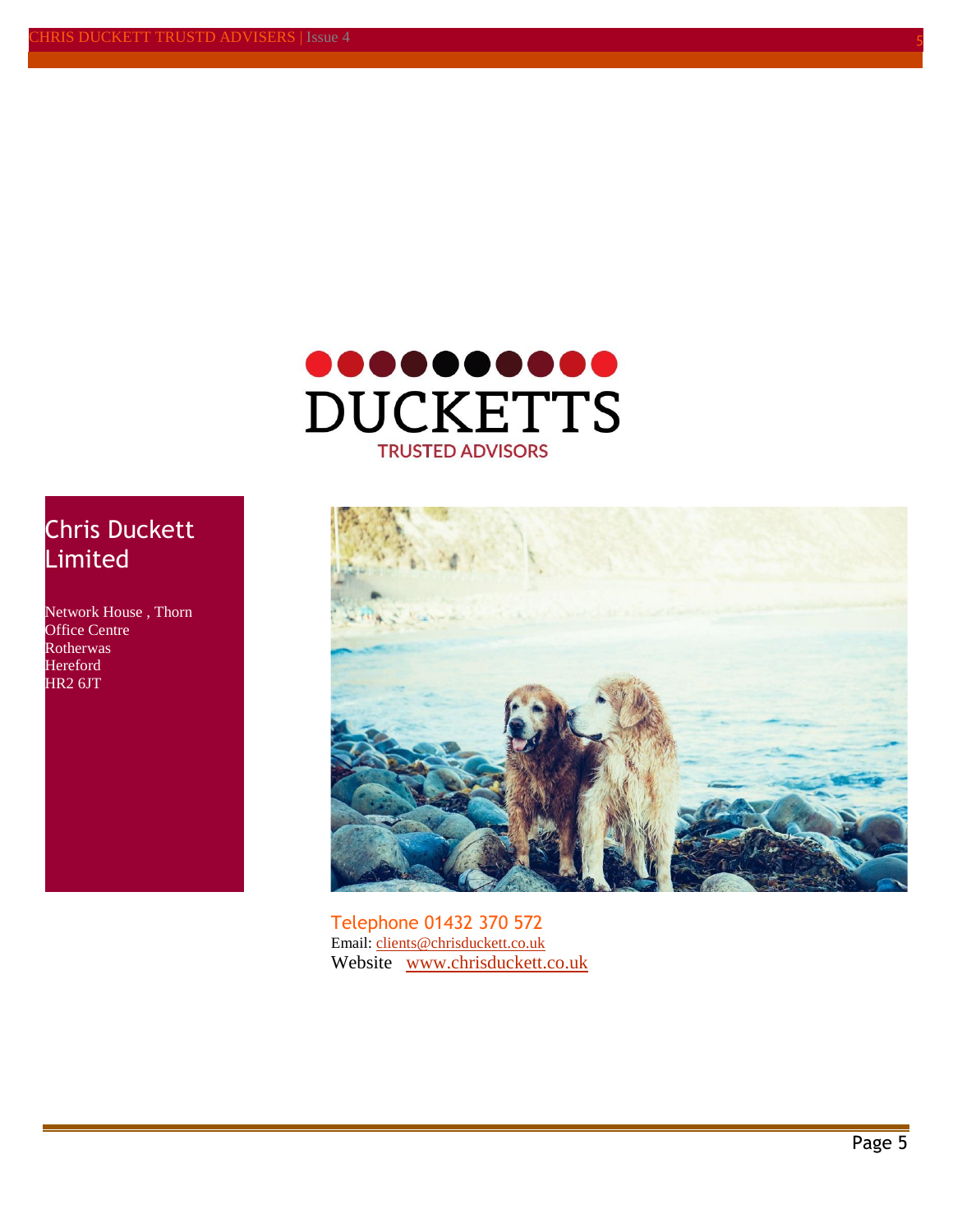DUCKETTS

TRUSTED ADVISORS

## Chris Duckett Limited

Network House , Thorn Office Centre
Rotherwas
Hereford
HR2 6JT

Telephone 01432 370 572
Email: clients@chrisduckett.co.uk
Website www.chrisduckett.co.uk